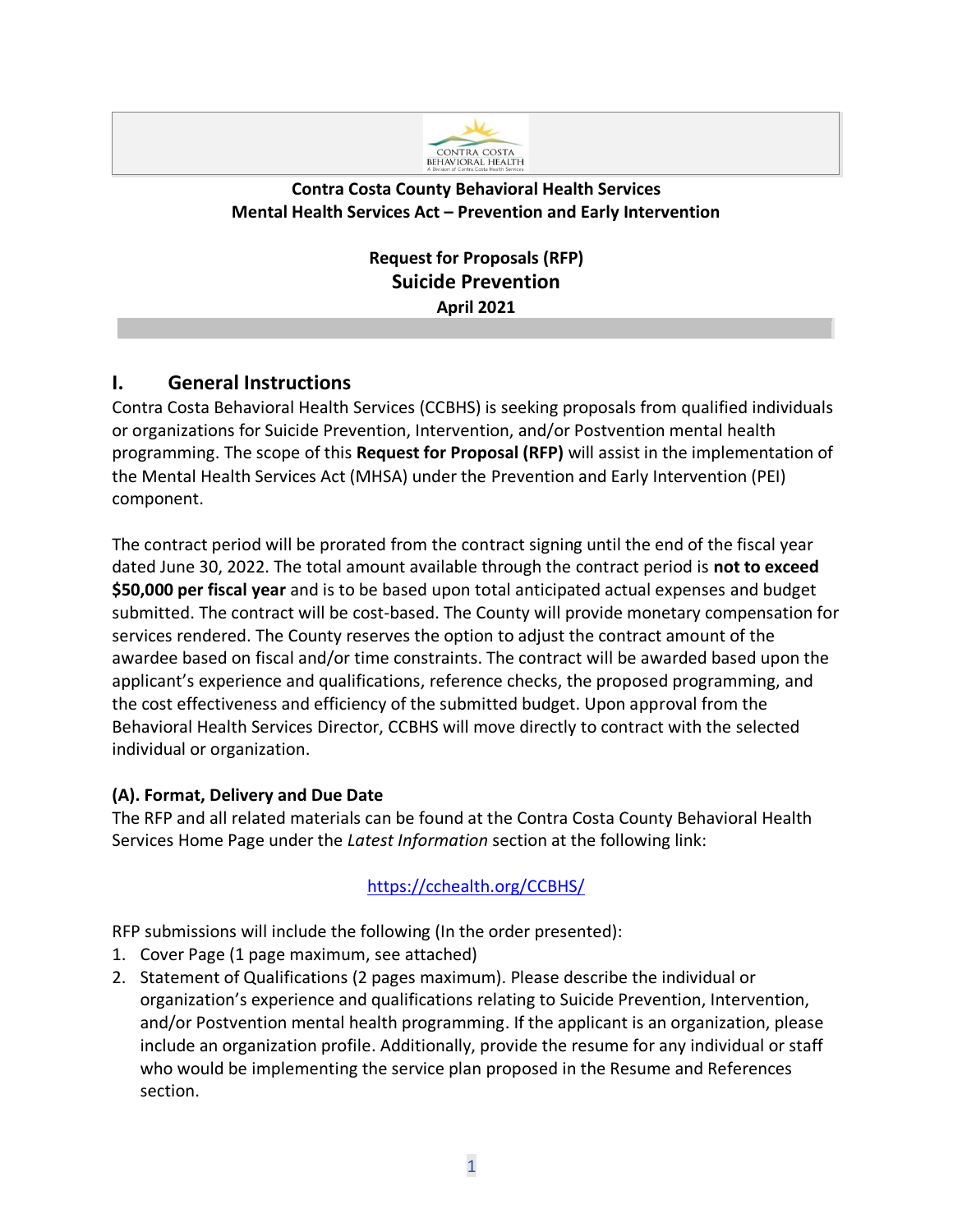**Contra Costa County Behavioral Health Services**
**Mental Health Services Act – Prevention and Early Intervention**

**Request for Proposals (RFP)**
# Suicide Prevention
**April 2021**

## I. General Instructions

Contra Costa Behavioral Health Services (CCBHS) is seeking proposals from qualified individuals or organizations for Suicide Prevention, Intervention, and/or Postvention mental health programming. The scope of this **Request for Proposal (RFP)** will assist in the implementation of the Mental Health Services Act (MHSA) under the Prevention and Early Intervention (PEI) component.

The contract period will be prorated from the contract signing until the end of the fiscal year dated June 30, 2022. The total amount available through the contract period is **not to exceed $50,000 per fiscal year** and is to be based upon total anticipated actual expenses and budget submitted. The contract will be cost-based. The County will provide monetary compensation for services rendered. The County reserves the option to adjust the contract amount of the awardee based on fiscal and/or time constraints. The contract will be awarded based upon the applicant's experience and qualifications, reference checks, the proposed programming, and the cost effectiveness and efficiency of the submitted budget. Upon approval from the Behavioral Health Services Director, CCBHS will move directly to contract with the selected individual or organization.

### (A). Format, Delivery and Due Date

The RFP and all related materials can be found at the Contra Costa County Behavioral Health Services Home Page under the *Latest Information* section at the following link:

[https://cchealth.org/CCBHS/](https://cchealth.org/CCBHS/)

RFP submissions will include the following (In the order presented):

1. Cover Page (1 page maximum, see attached)
2. Statement of Qualifications (2 pages maximum). Please describe the individual or organization's experience and qualifications relating to Suicide Prevention, Intervention, and/or Postvention mental health programming. If the applicant is an organization, please include an organization profile. Additionally, provide the resume for any individual or staff who would be implementing the service plan proposed in the Resume and References section.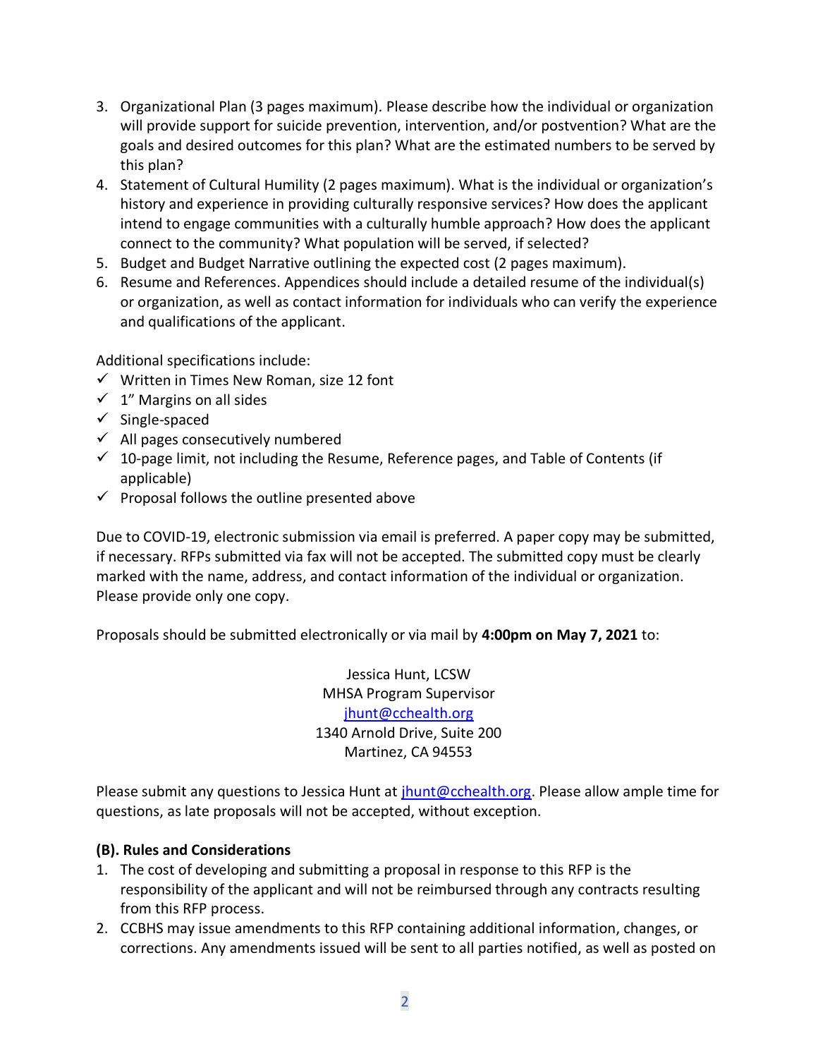3. Organizational Plan (3 pages maximum). Please describe how the individual or organization will provide support for suicide prevention, intervention, and/or postvention? What are the goals and desired outcomes for this plan? What are the estimated numbers to be served by this plan?
4. Statement of Cultural Humility (2 pages maximum). What is the individual or organization's history and experience in providing culturally responsive services? How does the applicant intend to engage communities with a culturally humble approach? How does the applicant connect to the community? What population will be served, if selected?
5. Budget and Budget Narrative outlining the expected cost (2 pages maximum).
6. Resume and References. Appendices should include a detailed resume of the individual(s) or organization, as well as contact information for individuals who can verify the experience and qualifications of the applicant.

Additional specifications include:

- ✓ Written in Times New Roman, size 12 font
- ✓ 1" Margins on all sides
- ✓ Single-spaced
- ✓ All pages consecutively numbered
- ✓ 10-page limit, not including the Resume, Reference pages, and Table of Contents (if applicable)
- ✓ Proposal follows the outline presented above

Due to COVID-19, electronic submission via email is preferred. A paper copy may be submitted, if necessary. RFPs submitted via fax will not be accepted. The submitted copy must be clearly marked with the name, address, and contact information of the individual or organization. Please provide only one copy.

Proposals should be submitted electronically or via mail by **4:00pm on May 7, 2021** to:

Jessica Hunt, LCSW
MHSA Program Supervisor
jhunt@cchealth.org
1340 Arnold Drive, Suite 200
Martinez, CA 94553

Please submit any questions to Jessica Hunt at jhunt@cchealth.org. Please allow ample time for questions, as late proposals will not be accepted, without exception.

**(B). Rules and Considerations**

1. The cost of developing and submitting a proposal in response to this RFP is the responsibility of the applicant and will not be reimbursed through any contracts resulting from this RFP process.
2. CCBHS may issue amendments to this RFP containing additional information, changes, or corrections. Any amendments issued will be sent to all parties notified, as well as posted on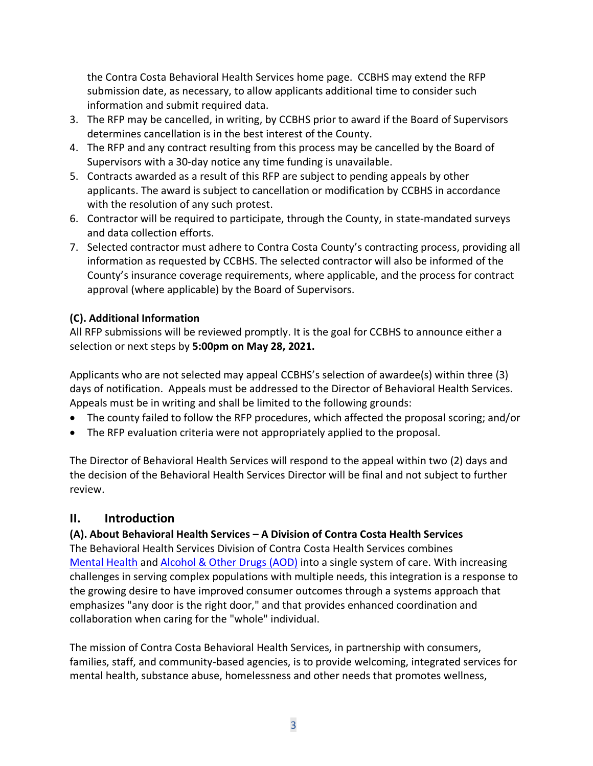the Contra Costa Behavioral Health Services home page. CCBHS may extend the RFP submission date, as necessary, to allow applicants additional time to consider such information and submit required data.

3. The RFP may be cancelled, in writing, by CCBHS prior to award if the Board of Supervisors determines cancellation is in the best interest of the County.
4. The RFP and any contract resulting from this process may be cancelled by the Board of Supervisors with a 30-day notice any time funding is unavailable.
5. Contracts awarded as a result of this RFP are subject to pending appeals by other applicants. The award is subject to cancellation or modification by CCBHS in accordance with the resolution of any such protest.
6. Contractor will be required to participate, through the County, in state-mandated surveys and data collection efforts.
7. Selected contractor must adhere to Contra Costa County's contracting process, providing all information as requested by CCBHS. The selected contractor will also be informed of the County's insurance coverage requirements, where applicable, and the process for contract approval (where applicable) by the Board of Supervisors.

**(C). Additional Information**

All RFP submissions will be reviewed promptly. It is the goal for CCBHS to announce either a selection or next steps by **5:00pm on May 28, 2021.**

Applicants who are not selected may appeal CCBHS's selection of awardee(s) within three (3) days of notification. Appeals must be addressed to the Director of Behavioral Health Services. Appeals must be in writing and shall be limited to the following grounds:

- The county failed to follow the RFP procedures, which affected the proposal scoring; and/or
- The RFP evaluation criteria were not appropriately applied to the proposal.

The Director of Behavioral Health Services will respond to the appeal within two (2) days and the decision of the Behavioral Health Services Director will be final and not subject to further review.

## II. Introduction

**(A). About Behavioral Health Services – A Division of Contra Costa Health Services**

The Behavioral Health Services Division of Contra Costa Health Services combines Mental Health and Alcohol & Other Drugs (AOD) into a single system of care. With increasing challenges in serving complex populations with multiple needs, this integration is a response to the growing desire to have improved consumer outcomes through a systems approach that emphasizes "any door is the right door," and that provides enhanced coordination and collaboration when caring for the "whole" individual.

The mission of Contra Costa Behavioral Health Services, in partnership with consumers, families, staff, and community-based agencies, is to provide welcoming, integrated services for mental health, substance abuse, homelessness and other needs that promotes wellness,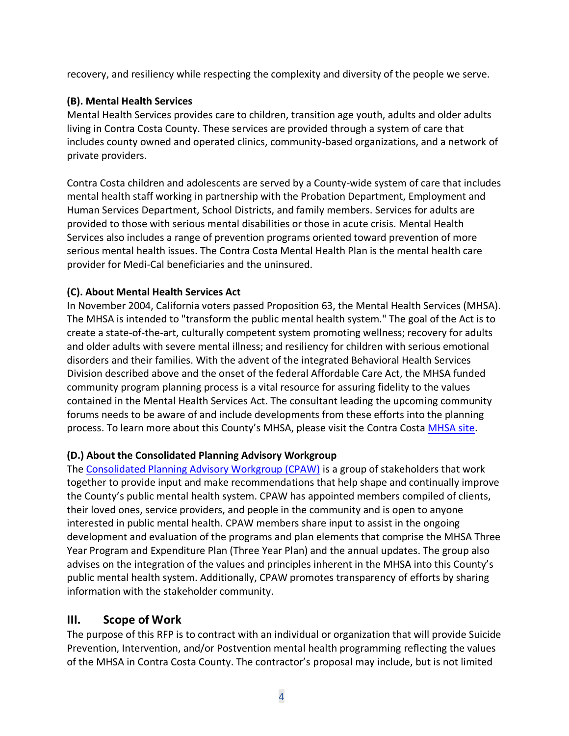recovery, and resiliency while respecting the complexity and diversity of the people we serve.

**(B). Mental Health Services**

Mental Health Services provides care to children, transition age youth, adults and older adults living in Contra Costa County. These services are provided through a system of care that includes county owned and operated clinics, community-based organizations, and a network of private providers.

Contra Costa children and adolescents are served by a County-wide system of care that includes mental health staff working in partnership with the Probation Department, Employment and Human Services Department, School Districts, and family members. Services for adults are provided to those with serious mental disabilities or those in acute crisis. Mental Health Services also includes a range of prevention programs oriented toward prevention of more serious mental health issues. The Contra Costa Mental Health Plan is the mental health care provider for Medi-Cal beneficiaries and the uninsured.

**(C). About Mental Health Services Act**

In November 2004, California voters passed Proposition 63, the Mental Health Services (MHSA). The MHSA is intended to "transform the public mental health system." The goal of the Act is to create a state-of-the-art, culturally competent system promoting wellness; recovery for adults and older adults with severe mental illness; and resiliency for children with serious emotional disorders and their families. With the advent of the integrated Behavioral Health Services Division described above and the onset of the federal Affordable Care Act, the MHSA funded community program planning process is a vital resource for assuring fidelity to the values contained in the Mental Health Services Act. The consultant leading the upcoming community forums needs to be aware of and include developments from these efforts into the planning process. To learn more about this County's MHSA, please visit the Contra Costa MHSA site.

**(D.) About the Consolidated Planning Advisory Workgroup**

The Consolidated Planning Advisory Workgroup (CPAW) is a group of stakeholders that work together to provide input and make recommendations that help shape and continually improve the County's public mental health system. CPAW has appointed members compiled of clients, their loved ones, service providers, and people in the community and is open to anyone interested in public mental health. CPAW members share input to assist in the ongoing development and evaluation of the programs and plan elements that comprise the MHSA Three Year Program and Expenditure Plan (Three Year Plan) and the annual updates. The group also advises on the integration of the values and principles inherent in the MHSA into this County's public mental health system. Additionally, CPAW promotes transparency of efforts by sharing information with the stakeholder community.

## III. Scope of Work

The purpose of this RFP is to contract with an individual or organization that will provide Suicide Prevention, Intervention, and/or Postvention mental health programming reflecting the values of the MHSA in Contra Costa County. The contractor's proposal may include, but is not limited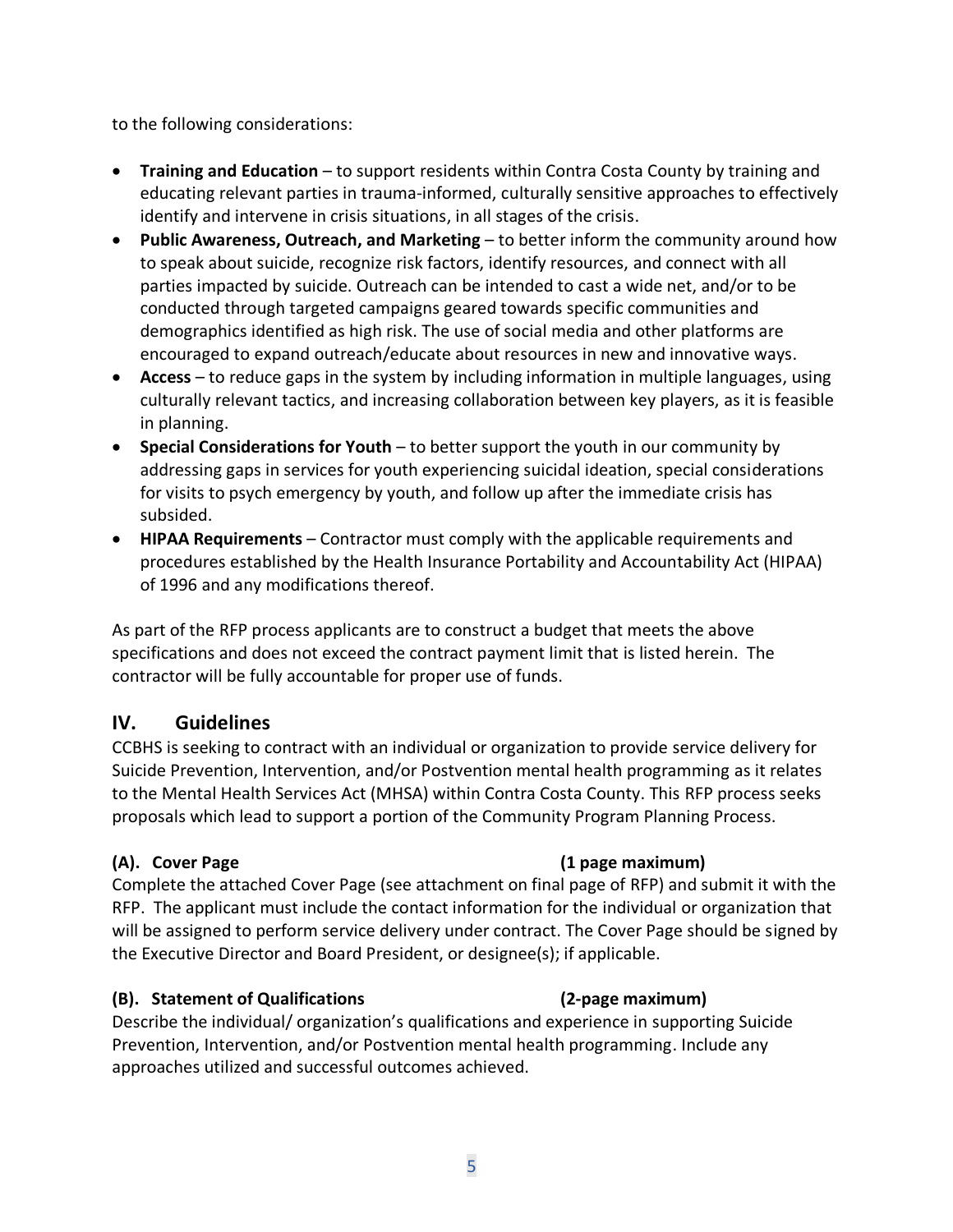to the following considerations:

- **Training and Education** – to support residents within Contra Costa County by training and educating relevant parties in trauma-informed, culturally sensitive approaches to effectively identify and intervene in crisis situations, in all stages of the crisis.
- **Public Awareness, Outreach, and Marketing** – to better inform the community around how to speak about suicide, recognize risk factors, identify resources, and connect with all parties impacted by suicide. Outreach can be intended to cast a wide net, and/or to be conducted through targeted campaigns geared towards specific communities and demographics identified as high risk. The use of social media and other platforms are encouraged to expand outreach/educate about resources in new and innovative ways.
- **Access** – to reduce gaps in the system by including information in multiple languages, using culturally relevant tactics, and increasing collaboration between key players, as it is feasible in planning.
- **Special Considerations for Youth** – to better support the youth in our community by addressing gaps in services for youth experiencing suicidal ideation, special considerations for visits to psych emergency by youth, and follow up after the immediate crisis has subsided.
- **HIPAA Requirements** – Contractor must comply with the applicable requirements and procedures established by the Health Insurance Portability and Accountability Act (HIPAA) of 1996 and any modifications thereof.

As part of the RFP process applicants are to construct a budget that meets the above specifications and does not exceed the contract payment limit that is listed herein. The contractor will be fully accountable for proper use of funds.

## IV. Guidelines

CCBHS is seeking to contract with an individual or organization to provide service delivery for Suicide Prevention, Intervention, and/or Postvention mental health programming as it relates to the Mental Health Services Act (MHSA) within Contra Costa County. This RFP process seeks proposals which lead to support a portion of the Community Program Planning Process.

**(A). Cover Page (1 page maximum)**

Complete the attached Cover Page (see attachment on final page of RFP) and submit it with the RFP. The applicant must include the contact information for the individual or organization that will be assigned to perform service delivery under contract. The Cover Page should be signed by the Executive Director and Board President, or designee(s); if applicable.

**(B). Statement of Qualifications (2-page maximum)**

Describe the individual/ organization's qualifications and experience in supporting Suicide Prevention, Intervention, and/or Postvention mental health programming. Include any approaches utilized and successful outcomes achieved.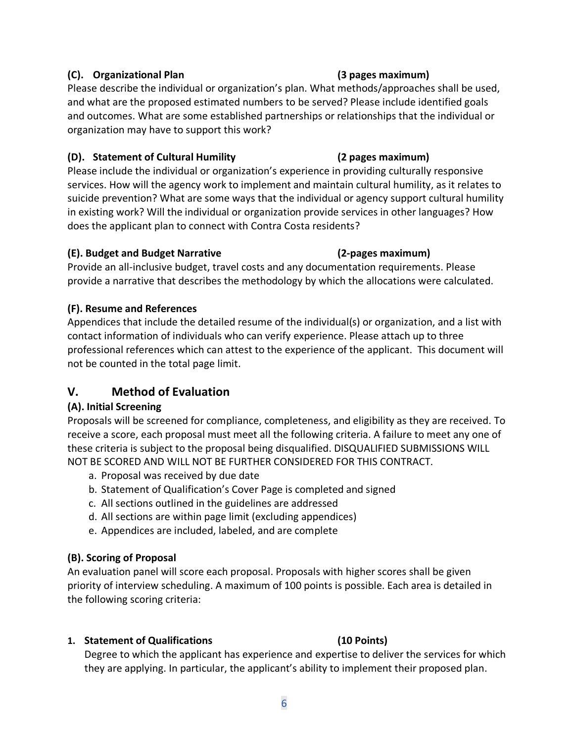### (C). Organizational Plan (3 pages maximum)

Please describe the individual or organization's plan. What methods/approaches shall be used, and what are the proposed estimated numbers to be served? Please include identified goals and outcomes. What are some established partnerships or relationships that the individual or organization may have to support this work?

### (D). Statement of Cultural Humility (2 pages maximum)

Please include the individual or organization's experience in providing culturally responsive services. How will the agency work to implement and maintain cultural humility, as it relates to suicide prevention? What are some ways that the individual or agency support cultural humility in existing work? Will the individual or organization provide services in other languages? How does the applicant plan to connect with Contra Costa residents?

### (E). Budget and Budget Narrative (2-pages maximum)

Provide an all-inclusive budget, travel costs and any documentation requirements. Please provide a narrative that describes the methodology by which the allocations were calculated.

### (F). Resume and References

Appendices that include the detailed resume of the individual(s) or organization, and a list with contact information of individuals who can verify experience. Please attach up to three professional references which can attest to the experience of the applicant. This document will not be counted in the total page limit.

## V. Method of Evaluation

### (A). Initial Screening

Proposals will be screened for compliance, completeness, and eligibility as they are received. To receive a score, each proposal must meet all the following criteria. A failure to meet any one of these criteria is subject to the proposal being disqualified. DISQUALIFIED SUBMISSIONS WILL NOT BE SCORED AND WILL NOT BE FURTHER CONSIDERED FOR THIS CONTRACT.

a. Proposal was received by due date
b. Statement of Qualification's Cover Page is completed and signed
c. All sections outlined in the guidelines are addressed
d. All sections are within page limit (excluding appendices)
e. Appendices are included, labeled, and are complete

### (B). Scoring of Proposal

An evaluation panel will score each proposal. Proposals with higher scores shall be given priority of interview scheduling. A maximum of 100 points is possible. Each area is detailed in the following scoring criteria:

1. **Statement of Qualifications (10 Points)**

   Degree to which the applicant has experience and expertise to deliver the services for which they are applying. In particular, the applicant's ability to implement their proposed plan.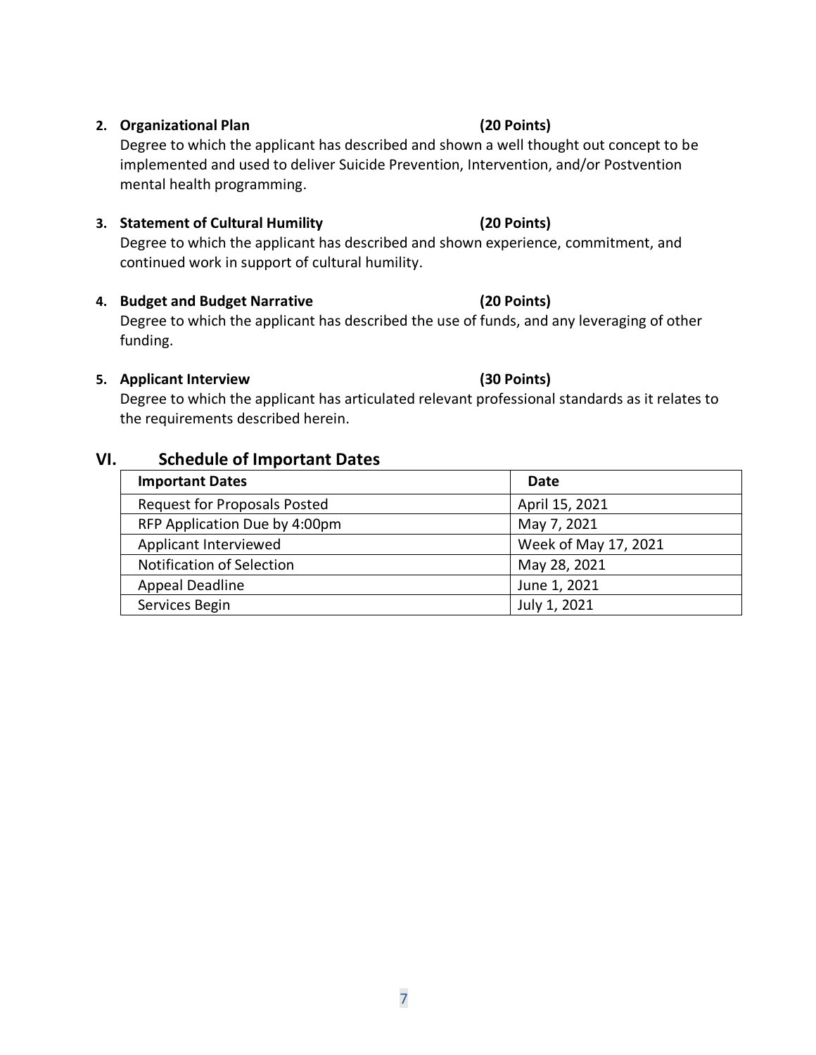2. **Organizational Plan** **(20 Points)**

   Degree to which the applicant has described and shown a well thought out concept to be implemented and used to deliver Suicide Prevention, Intervention, and/or Postvention mental health programming.

3. **Statement of Cultural Humility** **(20 Points)**

   Degree to which the applicant has described and shown experience, commitment, and continued work in support of cultural humility.

4. **Budget and Budget Narrative** **(20 Points)**

   Degree to which the applicant has described the use of funds, and any leveraging of other funding.

5. **Applicant Interview** **(30 Points)**

   Degree to which the applicant has articulated relevant professional standards as it relates to the requirements described herein.

## VI. Schedule of Important Dates

| Important Dates | Date |
| --- | --- |
| Request for Proposals Posted | April 15, 2021 |
| RFP Application Due by 4:00pm | May 7, 2021 |
| Applicant Interviewed | Week of May 17, 2021 |
| Notification of Selection | May 28, 2021 |
| Appeal Deadline | June 1, 2021 |
| Services Begin | July 1, 2021 |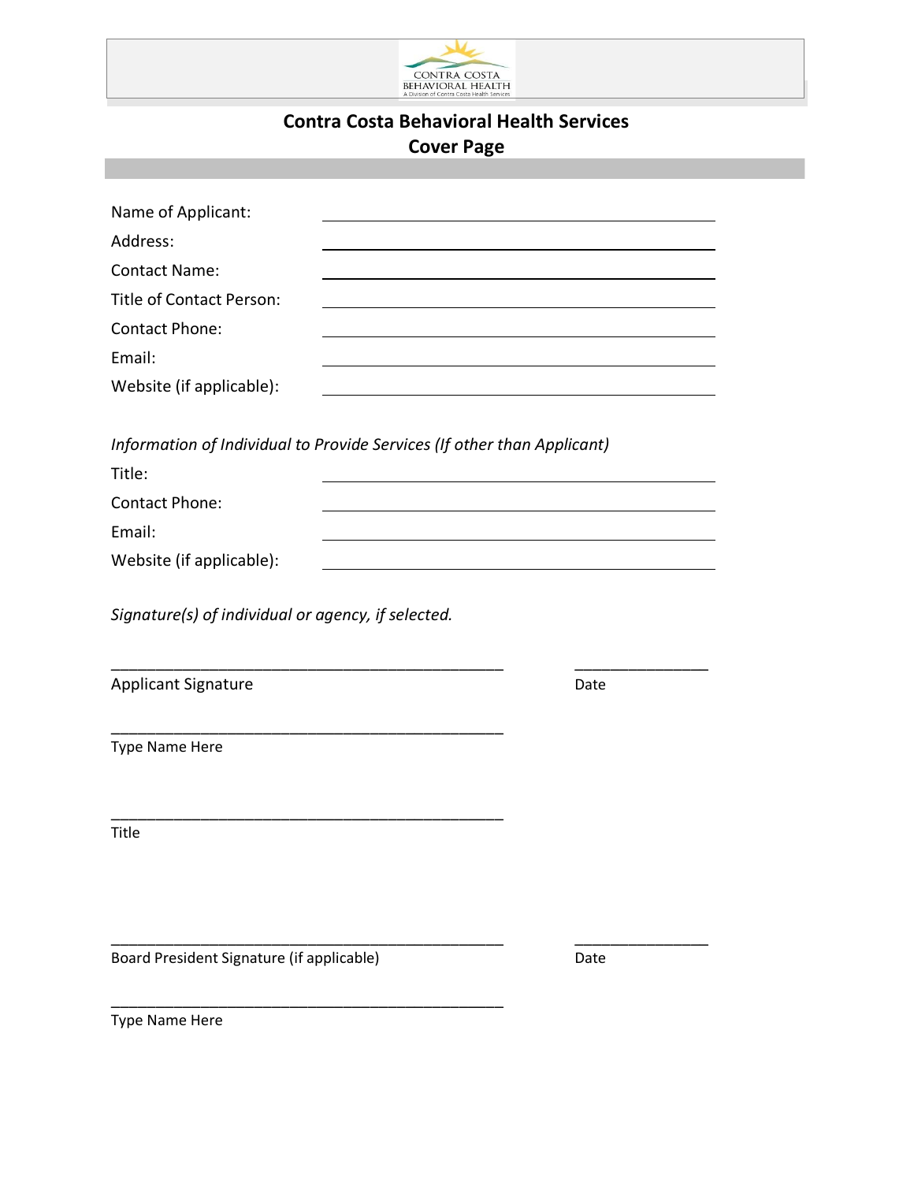## Contra Costa Behavioral Health Services
## Cover Page

Name of Applicant: ____________________

Address: ____________________

Contact Name: ____________________

Title of Contact Person: ____________________

Contact Phone: ____________________

Email: ____________________

Website (if applicable): ____________________

*Information of Individual to Provide Services (If other than Applicant)*

Title: ____________________

Contact Phone: ____________________

Email: ____________________

Website (if applicable): ____________________

*Signature(s) of individual or agency, if selected.*

_____________________________________________ _______________

Applicant Signature Date

_____________________________________________

Type Name Here

_____________________________________________

Title

_____________________________________________ _______________

Board President Signature (if applicable) Date

_____________________________________________

Type Name Here